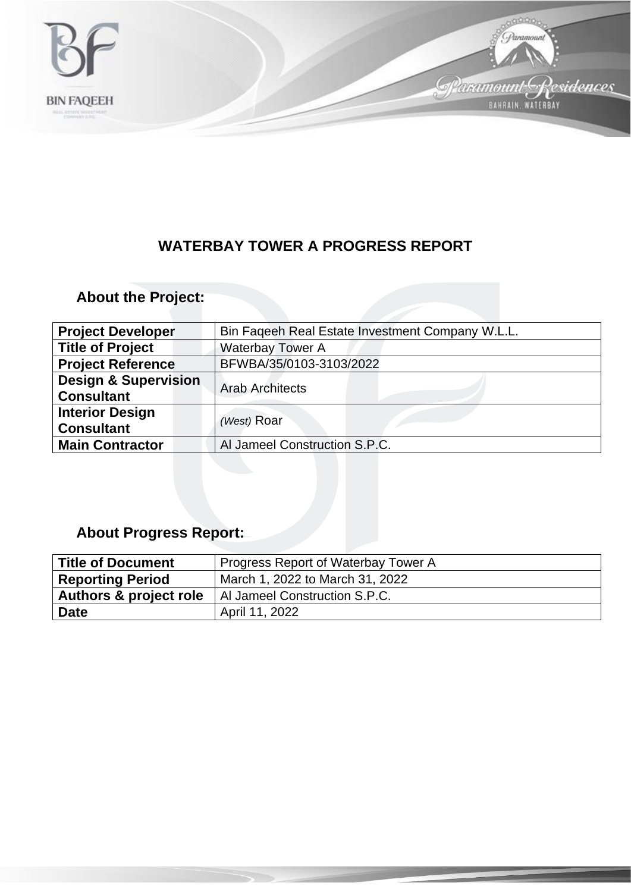# WATERBAY TOWER A PROGRESS REPORT

## About the Project:

| | |
|---|---|
| **Project Developer** | Bin Faqeeh Real Estate Investment Company W.L.L. |
| **Title of Project** | Waterbay Tower A |
| **Project Reference** | BFWBA/35/0103-3103/2022 |
| **Design & Supervision Consultant** | Arab Architects |
| **Interior Design Consultant** | *(West)* Roar |
| **Main Contractor** | Al Jameel Construction S.P.C. |

## About Progress Report:

| | |
|---|---|
| **Title of Document** | Progress Report of Waterbay Tower A |
| **Reporting Period** | March 1, 2022 to March 31, 2022 |
| **Authors & project role** | Al Jameel Construction S.P.C. |
| **Date** | April 11, 2022 |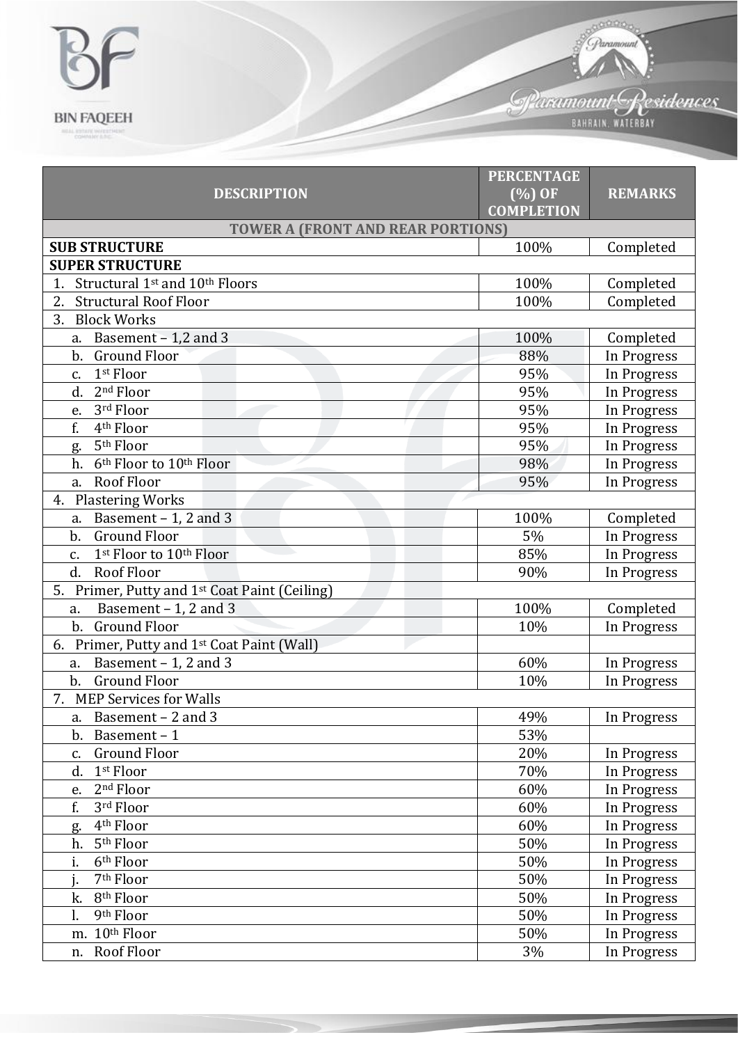| DESCRIPTION | PERCENTAGE (%) OF COMPLETION | REMARKS |
|---|---|---|
| **TOWER A (FRONT AND REAR PORTIONS)** | | |
| **SUB STRUCTURE** | 100% | Completed |
| **SUPER STRUCTURE** | | |
| 1. Structural 1st and 10th Floors | 100% | Completed |
| 2. Structural Roof Floor | 100% | Completed |
| 3. Block Works | | |
| a. Basement – 1,2 and 3 | 100% | Completed |
| b. Ground Floor | 88% | In Progress |
| c. 1st Floor | 95% | In Progress |
| d. 2nd Floor | 95% | In Progress |
| e. 3rd Floor | 95% | In Progress |
| f. 4th Floor | 95% | In Progress |
| g. 5th Floor | 95% | In Progress |
| h. 6th Floor to 10th Floor | 98% | In Progress |
| a. Roof Floor | 95% | In Progress |
| 4. Plastering Works | | |
| a. Basement – 1, 2 and 3 | 100% | Completed |
| b. Ground Floor | 5% | In Progress |
| c. 1st Floor to 10th Floor | 85% | In Progress |
| d. Roof Floor | 90% | In Progress |
| 5. Primer, Putty and 1st Coat Paint (Ceiling) | | |
| a. Basement – 1, 2 and 3 | 100% | Completed |
| b. Ground Floor | 10% | In Progress |
| 6. Primer, Putty and 1st Coat Paint (Wall) | | |
| a. Basement – 1, 2 and 3 | 60% | In Progress |
| b. Ground Floor | 10% | In Progress |
| 7. MEP Services for Walls | | |
| a. Basement – 2 and 3 | 49% | In Progress |
| b. Basement – 1 | 53% | |
| c. Ground Floor | 20% | In Progress |
| d. 1st Floor | 70% | In Progress |
| e. 2nd Floor | 60% | In Progress |
| f. 3rd Floor | 60% | In Progress |
| g. 4th Floor | 60% | In Progress |
| h. 5th Floor | 50% | In Progress |
| i. 6th Floor | 50% | In Progress |
| j. 7th Floor | 50% | In Progress |
| k. 8th Floor | 50% | In Progress |
| l. 9th Floor | 50% | In Progress |
| m. 10th Floor | 50% | In Progress |
| n. Roof Floor | 3% | In Progress |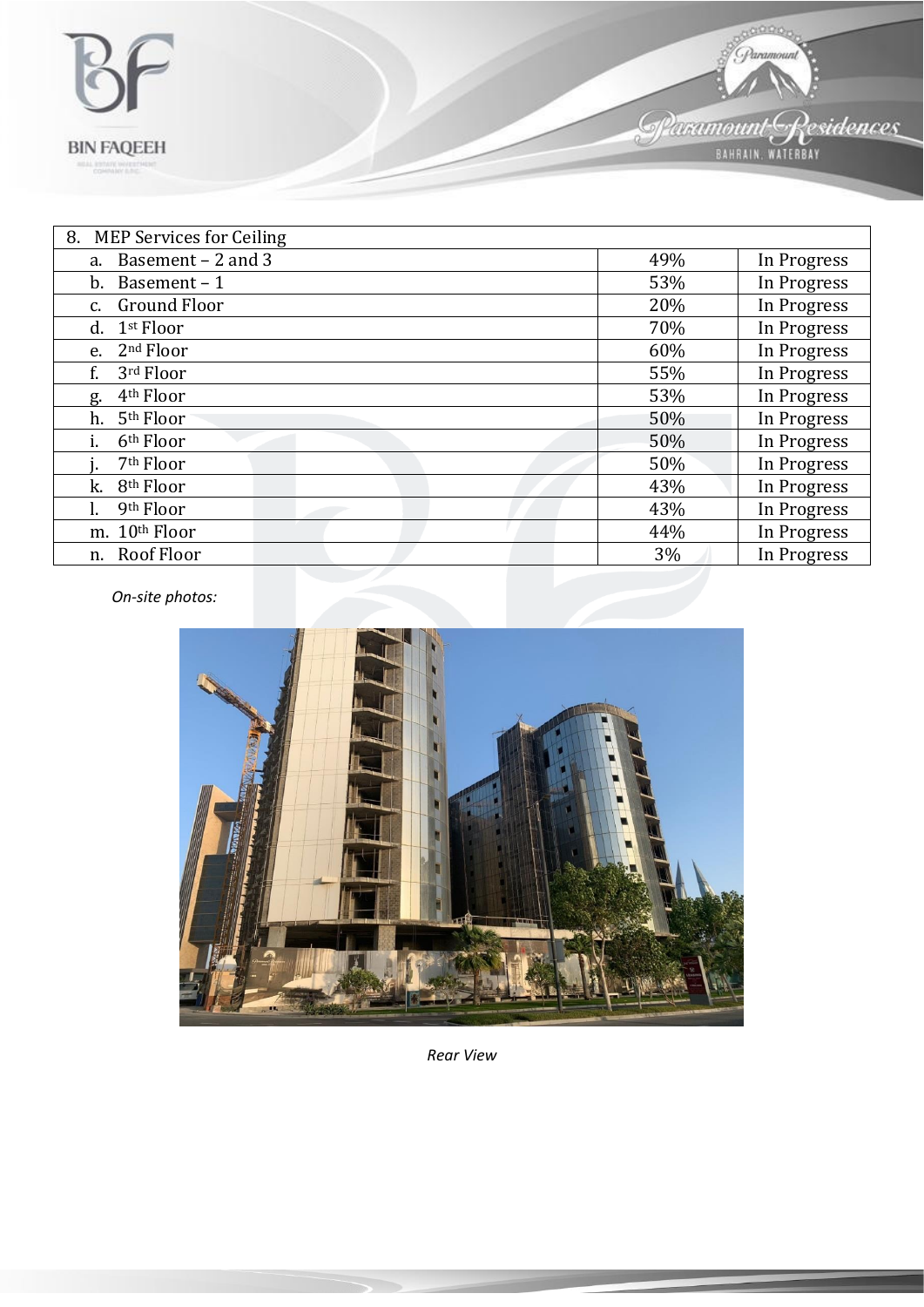| | | |
|---|---|---|
| 8. MEP Services for Ceiling | | |
| a. Basement – 2 and 3 | 49% | In Progress |
| b. Basement – 1 | 53% | In Progress |
| c. Ground Floor | 20% | In Progress |
| d. 1st Floor | 70% | In Progress |
| e. 2nd Floor | 60% | In Progress |
| f. 3rd Floor | 55% | In Progress |
| g. 4th Floor | 53% | In Progress |
| h. 5th Floor | 50% | In Progress |
| i. 6th Floor | 50% | In Progress |
| j. 7th Floor | 50% | In Progress |
| k. 8th Floor | 43% | In Progress |
| l. 9th Floor | 43% | In Progress |
| m. 10th Floor | 44% | In Progress |
| n. Roof Floor | 3% | In Progress |

*On-site photos:*

*Rear View*